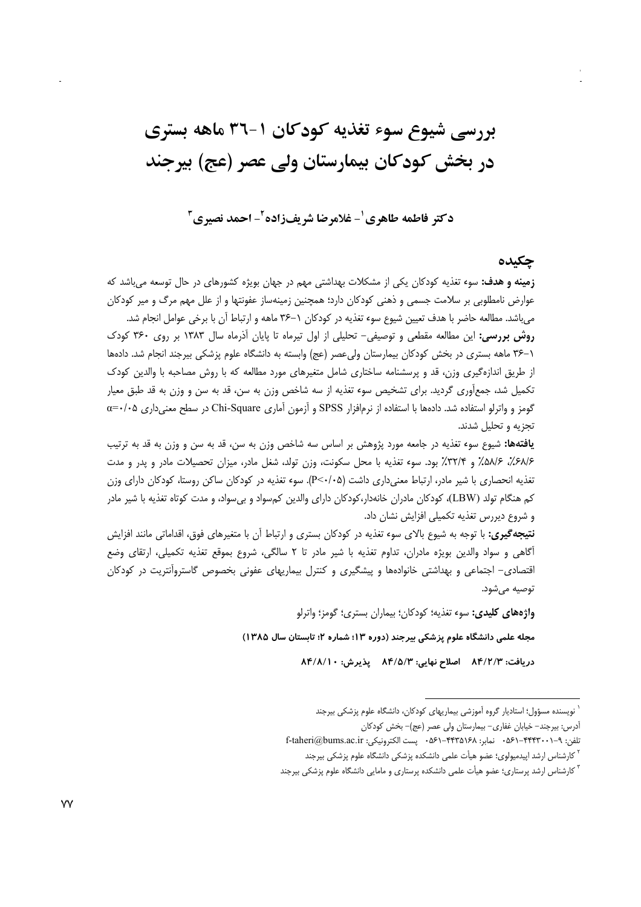# بررسی شیوع سوء تغذیه کودکان ۱-۳۶ ماهه بستری در بخش کودکان بیمارستان ولی عصر (عج) بیرجند

**دکتر فاطمه طاهری[۱] - غلامرضا شریف‌زاده[۲] - احمد نصیری[۳]**

## چکیده

**زمینه و هدف:** سوء تغذیه کودکان یکی از مشکلات بهداشتی مهم در جهان بویژه کشورهای در حال توسعه می‌باشد که عوارض نامطلوبی بر سلامت جسمی و ذهنی کودکان دارد؛ همچنین زمینه‌ساز عفونتها و از علل مهم مرگ و میر کودکان می‌باشد. مطالعه حاضر با هدف تعیین شیوع سوء تغذیه در کودکان ۱-۳۶ ماهه و ارتباط آن با برخی عوامل انجام شد.

**روش بررسی:** این مطالعه مقطعی و توصیفی- تحلیلی از اول تیرماه تا پایان آذرماه سال ۱۳۸۳ بر روی ۳۶۰ کودک ۱-۳۶ ماهه بستری در بخش کودکان بیمارستان ولی‌عصر (عج) وابسته به دانشگاه علوم پزشکی بیرجند انجام شد. داده‌ها از طریق اندازه‌گیری وزن، قد و پرسشنامه ساختاری شامل متغیرهای مورد مطالعه که با روش مصاحبه با والدین کودک تکمیل شد، جمع‌آوری گردید. برای تشخیص سوء تغذیه از سه شاخص وزن به سن، قد به سن و وزن به قد طبق معیار گومز و واترلو استفاده شد. داده‌ها با استفاده از نرم‌افزار SPSS و آزمون آماری Chi-Square در سطح معنی‌داری $\alpha=0/05$ تجزیه و تحلیل شدند.

**یافته‌ها:** شیوع سوء تغذیه در جامعه مورد پژوهش بر اساس سه شاخص وزن به سن، قد به سن و وزن به قد به ترتیب ۶۸/۶٪، ۵۸/۶٪ و ۳۲/۴٪ بود. سوء تغذیه با محل سکونت، وزن تولد، شغل مادر، میزان تحصیلات مادر و پدر و مدت تغذیه انحصاری با شیر مادر، ارتباط معنی‌داری داشت ($P<0/05$). سوء تغذیه در کودکان ساکن روستا، کودکان دارای وزن کم هنگام تولد (LBW)، کودکان مادران خانه‌دار، کودکان دارای والدین کم‌سواد و بی‌سواد، و مدت کوتاه تغذیه با شیر مادر و شروع دیررس تغذیه تکمیلی افزایش نشان داد.

**نتیجه‌گیری:** با توجه به شیوع بالای سوء تغذیه در کودکان بستری و ارتباط آن با متغیرهای فوق، اقداماتی مانند افزایش آگاهی و سواد والدین بویژه مادران، تداوم تغذیه با شیر مادر تا ۲ سالگی، شروع بموقع تغذیه تکمیلی، ارتقای وضع اقتصادی- اجتماعی و بهداشتی خانواده‌ها و پیشگیری و کنترل بیماریهای عفونی بخصوص گاستروآنتریت در کودکان توصیه می‌شود.

**واژه‌های کلیدی:** سوء تغذیه؛ کودکان؛ بیماران بستری؛ گومز؛ واترلو

**مجله علمی دانشگاه علوم پزشکی بیرجند (دوره ۱۳؛ شماره ۲؛ تابستان سال ۱۳۸۵)**

**دریافت: ۸۴/۲/۳ اصلاح نهایی: ۸۴/۵/۳ پذیرش: ۸۴/۸/۱۰**

---

[۱] نویسنده مسؤول؛ استادیار گروه آموزشی بیماریهای کودکان، دانشگاه علوم پزشکی بیرجند
آدرس: بیرجند- خیابان غفاری- بیمارستان ولی عصر (عج)- بخش کودکان
تلفن: ۹-۴۴۴۳۰۰۱-۰۵۶۱ نمابر: ۴۴۳۵۱۶۸-۰۵۶۱ پست الکترونیکی: f-taheri@bums.ac.ir

[۲] کارشناس ارشد اپیدمیولوی؛ عضو هیأت علمی دانشکده پزشکی دانشگاه علوم پزشکی بیرجند

[۳] کارشناس ارشد پرستاری؛ عضو هیأت علمی دانشکده پرستاری و مامایی دانشگاه علوم پزشکی بیرجند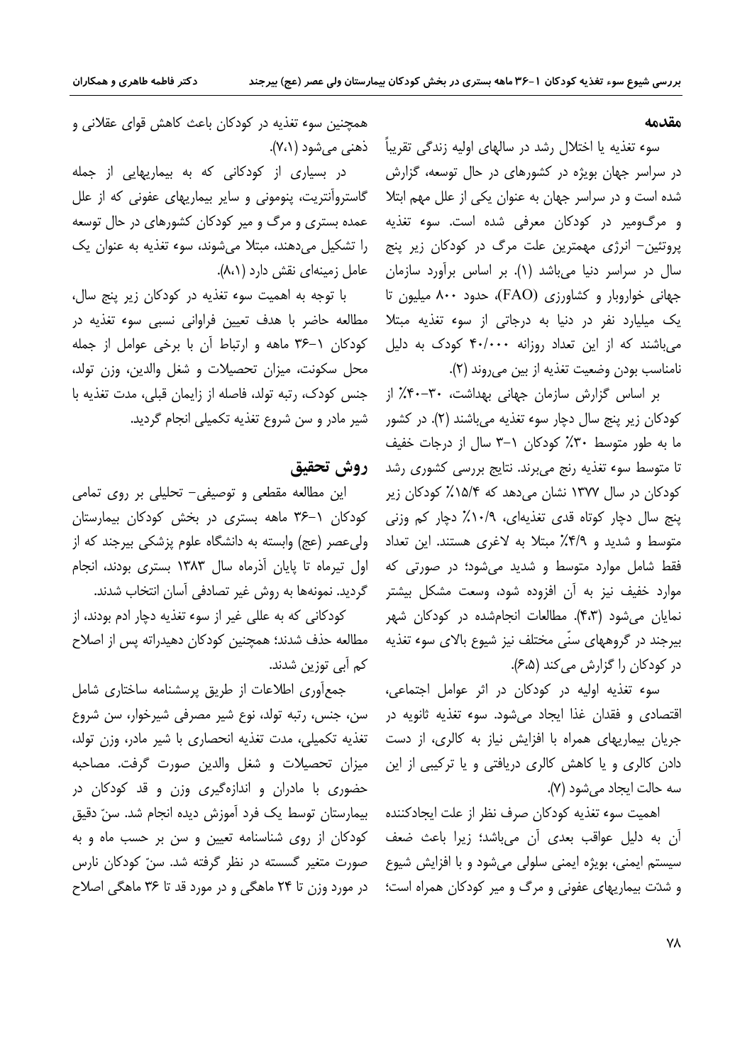## مقدمه

سوء تغذیه یا اختلال رشد در سالهای اولیه زندگی تقریباً در سراسر جهان بویژه در کشورهای در حال توسعه، گزارش شده است و در سراسر جهان به عنوان یکی از علل مهم ابتلا و مرگ‌ومیر در کودکان معرفی شده است. سوء تغذیه پروتئین- انرژی مهمترین علت مرگ در کودکان زیر پنج سال در سراسر دنیا می‌باشد (۱). بر اساس برآورد سازمان جهانی خواروبار و کشاورزی (FAO)، حدود ۸۰۰ میلیون تا یک میلیارد نفر در دنیا به درجاتی از سوء تغذیه مبتلا می‌باشند که از این تعداد روزانه ۴۰/۰۰۰ کودک به دلیل نامناسب بودن وضعیت تغذیه از بین می‌روند (۲).

بر اساس گزارش سازمان جهانی بهداشت، ۳۰-۴۰٪ از کودکان زیر پنج سال دچار سوء تغذیه می‌باشند (۲). در کشور ما به طور متوسط ۳۰٪ کودکان ۱-۳ سال از درجات خفیف تا متوسط سوء تغذیه رنج می‌برند. نتایج بررسی کشوری رشد کودکان در سال ۱۳۷۷ نشان می‌دهد که ۱۵/۴٪ کودکان زیر پنج سال دچار کوتاه قدی تغذیه‌ای، ۱۰/۹٪ دچار کم وزنی متوسط و شدید و ۴/۹٪ مبتلا به لاغری هستند. این تعداد فقط شامل موارد متوسط و شدید می‌شود؛ در صورتی که موارد خفیف نیز به آن افزوده شود، وسعت مشکل بیشتر نمایان می‌شود (۴،۳). مطالعات انجام‌شده در کودکان شهر بیرجند در گروههای سنّی مختلف نیز شیوع بالای سوء تغذیه در کودکان را گزارش می‌کند (۶،۵).

سوء تغذیه اولیه در کودکان در اثر عوامل اجتماعی، اقتصادی و فقدان غذا ایجاد می‌شود. سوء تغذیه ثانویه در جریان بیماریهای همراه با افزایش نیاز به کالری، از دست دادن کالری و یا کاهش کالری دریافتی و یا ترکیبی از این سه حالت ایجاد می‌شود (۷).

اهمیت سوء تغذیه کودکان صرف نظر از علت ایجادکننده آن به دلیل عواقب بعدی آن می‌باشد؛ زیرا باعث ضعف سیستم ایمنی، بویژه ایمنی سلولی می‌شود و با افزایش شیوع و شدّت بیماریهای عفونی و مرگ و میر کودکان همراه است؛ همچنین سوء تغذیه در کودکان باعث کاهش قوای عقلانی و ذهنی می‌شود (۷،۱).

در بسیاری از کودکانی که به بیماریهایی از جمله گاستروآنتریت، پنومونی و سایر بیماریهای عفونی که از علل عمده بستری و مرگ و میر کودکان کشورهای در حال توسعه را تشکیل می‌دهند، مبتلا می‌شوند، سوء تغذیه به عنوان یک عامل زمینه‌ای نقش دارد (۸،۱).

با توجه به اهمیت سوء تغذیه در کودکان زیر پنج سال، مطالعه حاضر با هدف تعیین فراوانی نسبی سوء تغذیه در کودکان ۱-۳۶ ماهه و ارتباط آن با برخی عوامل از جمله محل سکونت، میزان تحصیلات و شغل والدین، وزن تولد، جنس کودک، رتبه تولد، فاصله از زایمان قبلی، مدت تغذیه با شیر مادر و سن شروع تغذیه تکمیلی انجام گردید.

## روش تحقیق

این مطالعه مقطعی و توصیفی- تحلیلی بر روی تمامی کودکان ۱-۳۶ ماهه بستری در بخش کودکان بیمارستان ولی‌عصر (عج) وابسته به دانشگاه علوم پزشکی بیرجند که از اول تیرماه تا پایان آذرماه سال ۱۳۸۳ بستری بودند، انجام گردید. نمونه‌ها به روش غیر تصادفی آسان انتخاب شدند.

کودکانی که به عللی غیر از سوء تغذیه دچار ادم بودند، از مطالعه حذف شدند؛ همچنین کودکان دهیدراته پس از اصلاح کم آبی توزین شدند.

جمع‌آوری اطلاعات از طریق پرسشنامه ساختاری شامل سن، جنس، رتبه تولد، نوع شیر مصرفی شیرخوار، سن شروع تغذیه تکمیلی، مدت تغذیه انحصاری با شیر مادر، وزن تولد، میزان تحصیلات و شغل والدین صورت گرفت. مصاحبه حضوری با مادران و اندازه‌گیری وزن و قد کودکان در بیمارستان توسط یک فرد آموزش دیده انجام شد. سنّ دقیق کودکان از روی شناسنامه تعیین و سن بر حسب ماه و به صورت متغیر گسسته در نظر گرفته شد. سنّ کودکان نارس در مورد وزن تا ۲۴ ماهگی و در مورد قد تا ۳۶ ماهگی اصلاح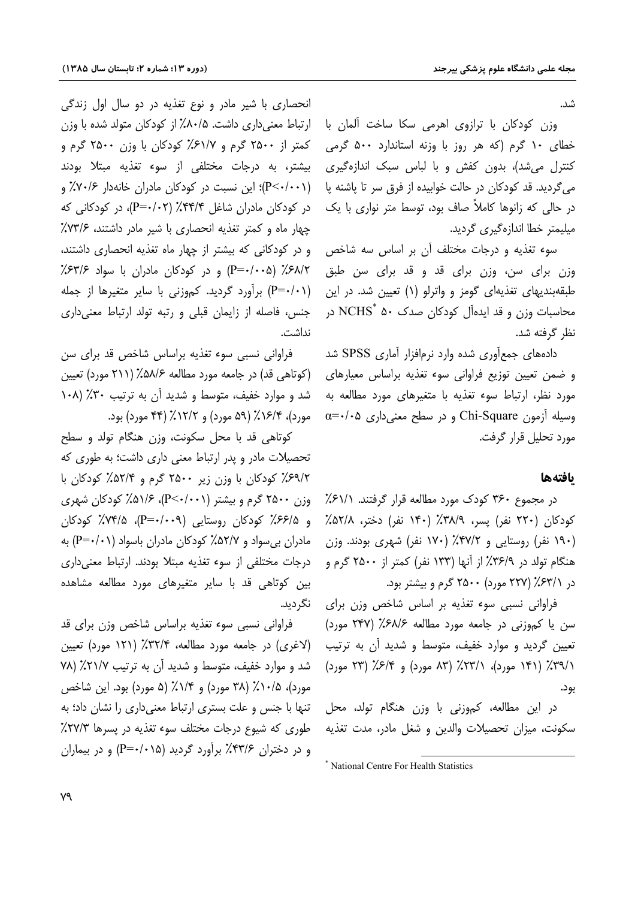شد.

وزن کودکان با ترازوی اهرمی سکا ساخت آلمان با خطای ۱۰ گرم (که هر روز با وزنه استاندارد ۵۰۰ گرمی کنترل می‌شد)، بدون کفش و با لباس سبک اندازه‌گیری می‌گردید. قد کودکان در حالت خوابیده از فرق سر تا پاشنه پا در حالی که زانوها کاملاً صاف بود، توسط متر نواری با یک میلیمتر خطا اندازه‌گیری گردید.

سوء تغذیه و درجات مختلف آن بر اساس سه شاخص وزن برای سن، وزن برای قد و قد برای سن طبق طبقه‌بندیهای تغذیه‌ای گومز و واترلو (۱) تعیین شد. در این محاسبات وزن و قد ایده‌آل کودکان صدک ۵۰ NCHS* در نظر گرفته شد.

داده‌های جمع‌آوری شده وارد نرم‌افزار آماری SPSS شد و ضمن تعیین توزیع فراوانی سوء تغذیه براساس معیارهای مورد نظر، ارتباط سوء تغذیه با متغیرهای مورد مطالعه به وسیله آزمون Chi-Square و در سطح معنی‌داری $\alpha$=۰/۰۵ مورد تحلیل قرار گرفت.

## یافته‌ها

در مجموع ۳۶۰ کودک مورد مطالعه قرار گرفتند. ۶۱/۱٪ کودکان (۲۲۰ نفر) پسر، ۳۸/۹٪ (۱۴۰ نفر) دختر، ۵۲/۸٪ (۱۹۰ نفر) روستایی و ۴۷/۲٪ (۱۷۰ نفر) شهری بودند. وزن هنگام تولد در ۳۶/۹٪ از آنها (۱۳۳ نفر) کمتر از ۲۵۰۰ گرم و در ۶۳/۱٪ (۲۲۷ مورد) ۲۵۰۰ گرم و بیشتر بود.

فراوانی نسبی سوء تغذیه بر اساس شاخص وزن برای سن یا کم‌وزنی در جامعه مورد مطالعه ۶۸/۶٪ (۲۴۷ مورد) تعیین گردید و موارد خفیف، متوسط و شدید آن به ترتیب ۳۹/۱٪ (۱۴۱ مورد)، ۲۳/۱٪ (۸۳ مورد) و ۶/۴٪ (۲۳ مورد) بود.

در این مطالعه، کم‌وزنی با وزن هنگام تولد، محل سکونت، میزان تحصیلات والدین و شغل مادر، مدت تغذیه انحصاری با شیر مادر و نوع تغذیه در دو سال اول زندگی ارتباط معنی‌داری داشت. ۸۰/۵٪ از کودکان متولد شده با وزن کمتر از ۲۵۰۰ گرم و ۶۱/۷٪ کودکان با وزن ۲۵۰۰ گرم و بیشتر، به درجات مختلفی از سوء تغذیه مبتلا بودند (P<۰/۰۰۱)؛ این نسبت در کودکان مادران خانه‌دار ۷۰/۶٪ و در کودکان مادران شاغل ۴۴/۴٪ (P=۰/۰۲)، در کودکانی که چهار ماه و کمتر تغذیه انحصاری با شیر مادر داشتند، ۷۳/۶٪ و در کودکانی که بیشتر از چهار ماه تغذیه انحصاری داشتند، ۶۸/۲٪ (P=۰/۰۰۵) و در کودکان مادران با سواد ۶۳/۶٪ (P=۰/۰۱) برآورد گردید. کم‌وزنی با سایر متغیرها از جمله جنس، فاصله از زایمان قبلی و رتبه تولد ارتباط معنی‌داری نداشت.

فراوانی نسبی سوء تغذیه براساس شاخص قد برای سن (کوتاهی قد) در جامعه مورد مطالعه ۵۸/۶٪ (۲۱۱ مورد) تعیین شد و موارد خفیف، متوسط و شدید آن به ترتیب ۳۰٪ (۱۰۸ مورد)، ۱۶/۴٪ (۵۹ مورد) و ۱۲/۲٪ (۴۴ مورد) بود.

کوتاهی قد با محل سکونت، وزن هنگام تولد و سطح تحصیلات مادر و پدر ارتباط معنی داری داشت؛ به طوری که ۶۹/۲٪ کودکان با وزن زیر ۲۵۰۰ گرم و ۵۲/۴٪ کودکان با وزن ۲۵۰۰ گرم و بیشتر (P<۰/۰۰۱)، ۵۱/۶٪ کودکان شهری و ۶۶/۵٪ کودکان روستایی (P=۰/۰۰۹)، ۷۴/۵٪ کودکان مادران بی‌سواد و ۵۲/۷٪ کودکان مادران باسواد (P=۰/۰۱) به درجات مختلفی از سوء تغذیه مبتلا بودند. ارتباط معنی‌داری بین کوتاهی قد با سایر متغیرهای مورد مطالعه مشاهده نگردید.

فراوانی نسبی سوء تغذیه براساس شاخص وزن برای قد (لاغری) در جامعه مورد مطالعه، ۳۳/۴٪ (۱۲۱ مورد) تعیین شد و موارد خفیف، متوسط و شدید آن به ترتیب ۲۱/۷٪ (۷۸ مورد)، ۱۰/۵٪ (۳۸ مورد) و ۱/۴٪ (۵ مورد) بود. این شاخص تنها با جنس و علت بستری ارتباط معنی‌داری را نشان داد؛ به طوری که شیوع درجات مختلف سوء تغذیه در پسرها ۲۷/۳٪ و در دختران ۴۳/۶٪ برآورد گردید (P=۰/۰۱۵) و در بیماران

* National Centre For Health Statistics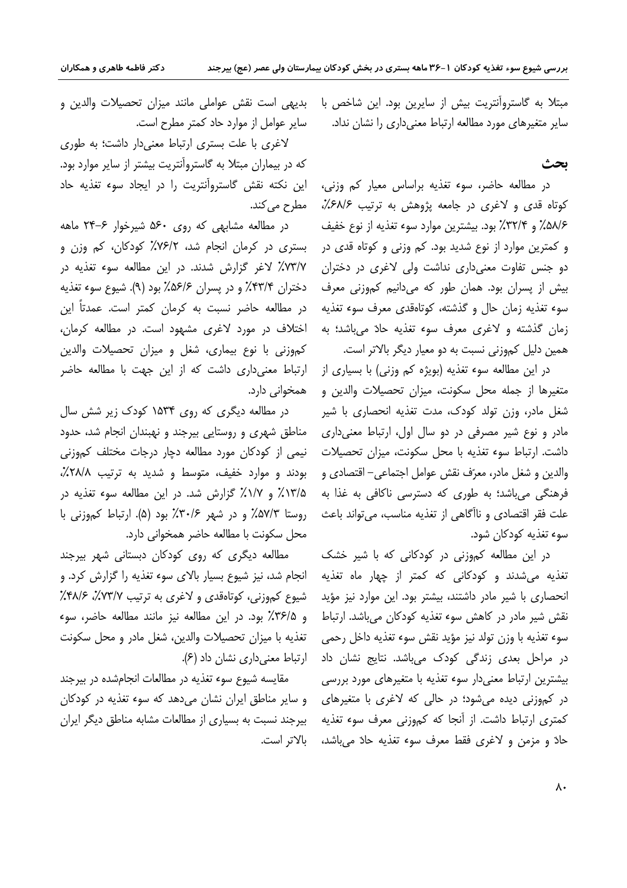مبتلا به گاستروآنتریت بیش از سایرین بود. این شاخص با سایر متغیرهای مورد مطالعه ارتباط معنی‌داری را نشان نداد.

## بحث

در مطالعه حاضر، سوء تغذیه براساس معیار کم وزنی، کوتاه قدی و لاغری در جامعه پژوهش به ترتیب ۶۸/۶٪، ۵۸/۶٪ و ۳۲/۴٪ بود. بیشترین موارد سوء تغذیه از نوع خفیف و کمترین موارد از نوع شدید بود. کم وزنی و کوتاه قدی در دو جنس تفاوت معنی‌داری نداشت ولی لاغری در دختران بیش از پسران بود. همان طور که می‌دانیم کم‌وزنی معرف سوء تغذیه زمان حال و گذشته، کوتاه‌قدی معرف سوء تغذیه زمان گذشته و لاغری معرف سوء تغذیه حاد می‌باشد؛ به همین دلیل کم‌وزنی نسبت به دو معیار دیگر بالاتر است.

در این مطالعه سوء تغذیه (بویژه کم وزنی) با بسیاری از متغیرها از جمله محل سکونت، میزان تحصیلات والدین و شغل مادر، وزن تولد کودک، مدت تغذیه انحصاری با شیر مادر و نوع شیر مصرفی در دو سال اول، ارتباط معنی‌داری داشت. ارتباط سوء تغذیه با محل سکونت، میزان تحصیلات والدین و شغل مادر، معرّف نقش عوامل اجتماعی- اقتصادی و فرهنگی می‌باشد؛ به طوری که دسترسی ناکافی به غذا به علت فقر اقتصادی و ناآگاهی از تغذیه مناسب، می‌تواند باعث سوء تغذیه کودکان شود.

در این مطالعه کم‌وزنی در کودکانی که با شیر خشک تغذیه می‌شدند و کودکانی که کمتر از چهار ماه تغذیه انحصاری با شیر مادر داشتند، بیشتر بود. این موارد نیز مؤید نقش شیر مادر در کاهش سوء تغذیه کودکان می‌باشد. ارتباط سوء تغذیه با وزن تولد نیز مؤید نقش سوء تغذیه داخل رحمی در مراحل بعدی زندگی کودک می‌باشد. نتایج نشان داد بیشترین ارتباط معنی‌دار سوء تغذیه با متغیرهای مورد بررسی در کم‌وزنی دیده می‌شود؛ در حالی که لاغری با متغیرهای کمتری ارتباط داشت. از آنجا که کم‌وزنی معرف سوء تغذیه حادّ و مزمن و لاغری فقط معرف سوء تغذیه حادّ می‌باشد، بدیهی است نقش عواملی مانند میزان تحصیلات والدین و سایر عوامل از موارد حاد کمتر مطرح است.

لاغری با علت بستری ارتباط معنی‌دار داشت؛ به طوری که در بیماران مبتلا به گاستروآنتریت بیشتر از سایر موارد بود. این نکته نقش گاستروآنتریت را در ایجاد سوء تغذیه حاد مطرح می‌کند.

در مطالعه مشابهی که روی ۵۶۰ شیرخوار ۶-۲۴ ماهه بستری در کرمان انجام شد، ۷۶/۲٪ کودکان، کم وزن و ۷۳/۷٪ لاغر گزارش شدند. در این مطالعه سوء تغذیه در دختران ۴۳/۴٪ و در پسران ۵۶/۶٪ بود (۹). شیوع سوء تغذیه در مطالعه حاضر نسبت به کرمان کمتر است. عمدتاً این اختلاف در مورد لاغری مشهود است. در مطالعه کرمان، کم‌وزنی با نوع بیماری، شغل و میزان تحصیلات والدین ارتباط معنی‌داری داشت که از این جهت با مطالعه حاضر همخوانی دارد.

در مطالعه دیگری که روی ۱۵۳۴ کودک زیر شش سال مناطق شهری و روستایی بیرجند و نهبندان انجام شد، حدود نیمی از کودکان مورد مطالعه دچار درجات مختلف کم‌وزنی بودند و موارد خفیف، متوسط و شدید به ترتیب ۲۸/۸٪، ۱۳/۵٪ و ۱/۷٪ گزارش شد. در این مطالعه سوء تغذیه در روستا ۵۷/۳٪ و در شهر ۳۰/۶٪ بود (۵). ارتباط کم‌وزنی با محل سکونت با مطالعه حاضر همخوانی دارد.

مطالعه دیگری که روی کودکان دبستانی شهر بیرجند انجام شد، نیز شیوع بسیار بالای سوء تغذیه را گزارش کرد. و شیوع کم‌وزنی، کوتاه‌قدی و لاغری به ترتیب ۷۳/۷٪، ۴۸/۶٪ و ۳۶/۵٪ بود. در این مطالعه نیز مانند مطالعه حاضر، سوء تغذیه با میزان تحصیلات والدین، شغل مادر و محل سکونت ارتباط معنی‌داری نشان داد (۶).

مقایسه شیوع سوء تغذیه در مطالعات انجام‌شده در بیرجند و سایر مناطق ایران نشان می‌دهد که سوء تغذیه در کودکان بیرجند نسبت به بسیاری از مطالعات مشابه مناطق دیگر ایران بالاتر است.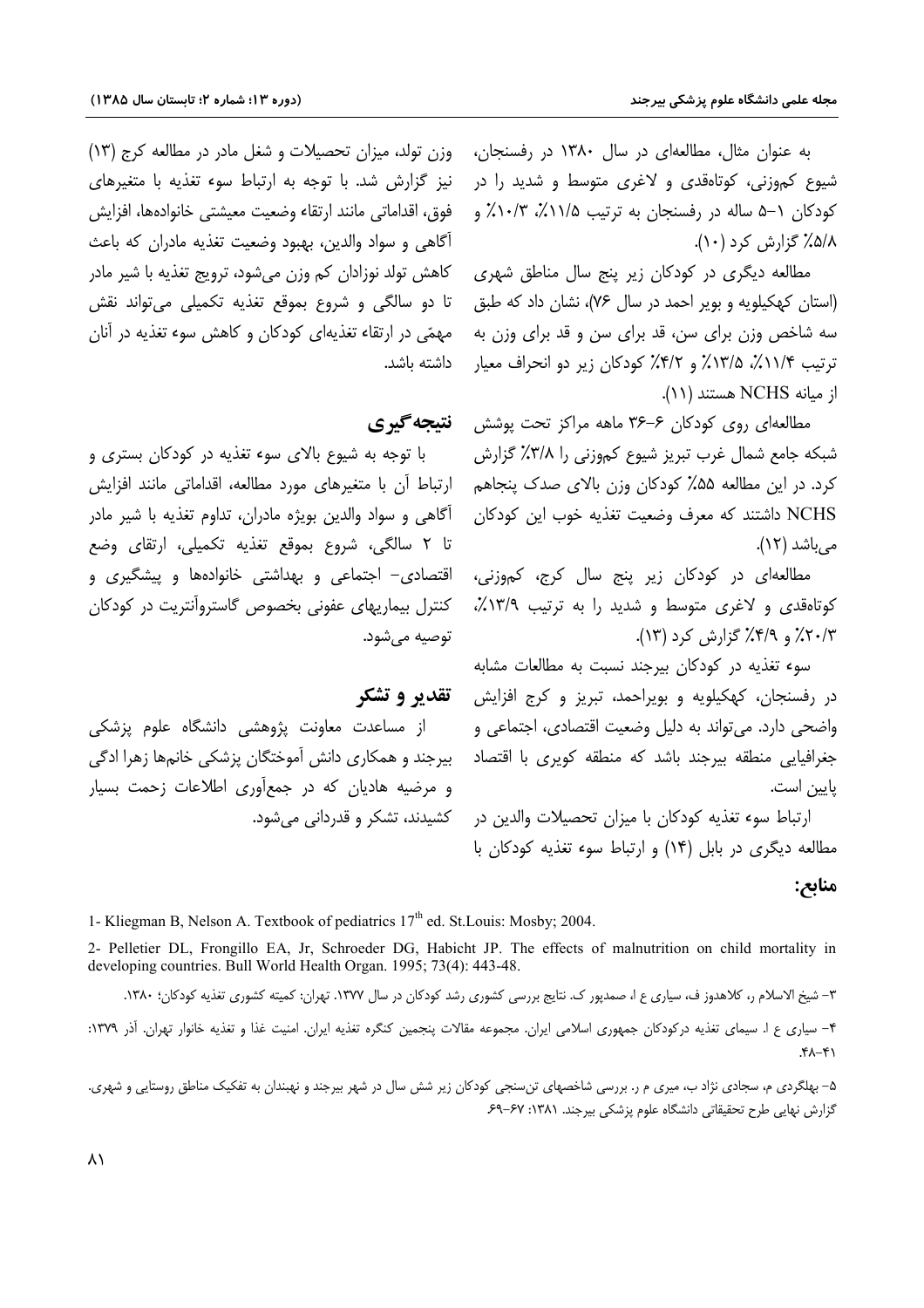به عنوان مثال، مطالعه‌ای در سال ۱۳۸۰ در رفسنجان، شیوع کم‌وزنی، کوتاه‌قدی و لاغری متوسط و شدید را در کودکان ۱-۵ ساله در رفسنجان به ترتیب ۱۱/۵٪، ۱۰/۳٪ و ۵/۸٪ گزارش کرد (۱۰).

مطالعه دیگری در کودکان زیر پنج سال مناطق شهری (استان کهکیلویه و بویر احمد در سال ۷۶)، نشان داد که طبق سه شاخص وزن برای سن، قد برای سن و قد برای وزن به ترتیب ۱۱/۴٪، ۱۳/۵٪ و ۴/۲٪ کودکان زیر دو انحراف معیار از میانه NCHS هستند (۱۱).

مطالعه‌ای روی کودکان ۶-۳۶ ماهه مراکز تحت پوشش شبکه جامع شمال غرب تبریز شیوع کم‌وزنی را ۳/۸٪ گزارش کرد. در این مطالعه ۵۵٪ کودکان وزن بالای صدک پنجاهم NCHS داشتند که معرف وضعیت تغذیه خوب این کودکان می‌باشد (۱۲).

مطالعه‌ای در کودکان زیر پنج سال کرج، کم‌وزنی، کوتاه‌قدی و لاغری متوسط و شدید را به ترتیب ۱۳/۹٪، ۲۰/۳٪ و ۴/۹٪ گزارش کرد (۱۳).

سوء تغذیه در کودکان بیرجند نسبت به مطالعات مشابه در رفسنجان، کهکیلویه و بویراحمد، تبریز و کرج افزایش واضحی دارد. می‌تواند به دلیل وضعیت اقتصادی، اجتماعی و جغرافیایی منطقه بیرجند باشد که منطقه کویری با اقتصاد پایین است.

ارتباط سوء تغذیه کودکان با میزان تحصیلات والدین در مطالعه دیگری در بابل (۱۴) و ارتباط سوء تغذیه کودکان با وزن تولد، میزان تحصیلات و شغل مادر در مطالعه کرج (۱۳) نیز گزارش شد. با توجه به ارتباط سوء تغذیه با متغیرهای فوق، اقداماتی مانند ارتقاء وضعیت معیشتی خانواده‌ها، افزایش آگاهی و سواد والدین، بهبود وضعیت تغذیه مادران که باعث کاهش تولد نوزادان کم وزن می‌شود، ترویج تغذیه با شیر مادر تا دو سالگی و شروع بموقع تغذیه تکمیلی می‌تواند نقش مهمّی در ارتقاء تغذیه‌ای کودکان و کاهش سوء تغذیه در آنان داشته باشد.

## نتیجه‌گیری

با توجه به شیوع بالای سوء تغذیه در کودکان بستری و ارتباط آن با متغیرهای مورد مطالعه، اقداماتی مانند افزایش آگاهی و سواد والدین بویژه مادران، تداوم تغذیه با شیر مادر تا ۲ سالگی، شروع بموقع تغذیه تکمیلی، ارتقای وضع اقتصادی- اجتماعی و بهداشتی خانواده‌ها و پیشگیری و کنترل بیماریهای عفونی بخصوص گاستروآنتریت در کودکان توصیه می‌شود.

## تقدیر و تشکر

از مساعدت معاونت پژوهشی دانشگاه علوم پزشکی بیرجند و همکاری دانش آموختگان پزشکی خانم‌ها زهرا ادگی و مرضیه هادیان که در جمع‌آوری اطلاعات زحمت بسیار کشیدند، تشکر و قدردانی می‌شود.

## منابع:

1- Kliegman B, Nelson A. Textbook of pediatrics 17th ed. St.Louis: Mosby; 2004.

2- Pelletier DL, Frongillo EA, Jr, Schroeder DG, Habicht JP. The effects of malnutrition on child mortality in developing countries. Bull World Health Organ. 1995; 73(4): 443-48.

۳- شیخ الاسلام ر، کلاهدوز ف، سیاری ع ا، صمدپور ک. نتایج بررسی کشوری رشد کودکان در سال ۱۳۷۷. تهران: کمیته کشوری تغذیه کودکان؛ ۱۳۸۰.

۴- سیاری ع ا. سیمای تغذیه درکودکان جمهوری اسلامی ایران. مجموعه مقالات پنجمین کنگره تغذیه ایران. امنیت غذا و تغذیه خانوار تهران. آذر ۱۳۷۹: ۴۱-۴۸.

۵- بهلگردی م، سجادی نژاد ب، میری م ر. بررسی شاخصهای تن‌سنجی کودکان زیر شش سال در شهر بیرجند و نهبندان به تفکیک مناطق روستایی و شهری. گزارش نهایی طرح تحقیقاتی دانشگاه علوم پزشکی بیرجند. ۱۳۸۱: ۶۷-۶۹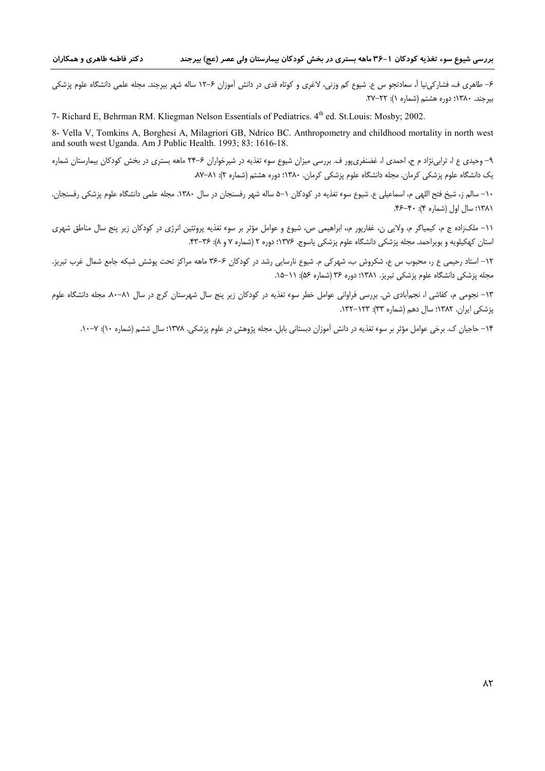۶- طاهری ف، فشارکی‌نیا آ، سعادتجو س ع. شیوع کم وزنی، لاغری و کوتاه قدی در دانش آموزان ۶-۱۲ ساله شهر بیرجند. مجله علمی دانشگاه علوم پزشکی بیرجند. ۱۳۸۰؛ دوره هشتم (شماره ۱): ۲۲-۲۷.

7- Richard E, Behrman RM. Kliegman Nelson Essentials of Pediatrics. 4th ed. St.Louis: Mosby; 2002.

8- Vella V, Tomkins A, Borghesi A, Milagriori GB, Ndrico BC. Anthropometry and childhood mortality in north west and south west Uganda. Am J Public Health. 1993; 83: 1616-18.

۹- وحیدی ع ا، ترابی‌نژاد م ح، احمدی ا، غضنفری‌پور ف. بررسی میزان شیوع سوء تغذیه در شیرخواران ۶-۲۴ ماهه بستری در بخش کودکان بیمارستان شماره یک دانشگاه علوم پزشکی کرمان. مجله دانشگاه علوم پزشکی کرمان. ۱۳۸۰؛ دوره هشتم (شماره ۲): ۸۱-۸۷.

۱۰- سالم ز، شیخ فتح اللهی م، اسماعیلی ع. شیوع سوء تغذیه در کودکان ۱-۵ ساله شهر رفسنجان در سال ۱۳۸۰. مجله علمی دانشگاه علوم پزشکی رفسنجان. ۱۳۸۱؛ سال اول (شماره ۴): ۴۰-۴۶.

۱۱- ملک‌زاده ج م، کیمیاگر م، ولایی ن، غفارپور م، ابراهیمی ص، شیوع و عوامل مؤثر بر سوء تغذیه پروتئین انرژی در کودکان زیر پنج سال مناطق شهری استان کهکیلویه و بویراحمد. مجله پزشکی دانشگاه علوم پزشکی یاسوج. ۱۳۷۶؛ دوره ۲ (شماره ۷ و ۸): ۳۶-۴۳.

۱۲- استاد رحیمی ع ر، محبوب س ع، شکروش ب، شهرکی م. شیوع نارسایی رشد در کودکان ۶-۳۶ ماهه مراکز تحت پوشش شبکه جامع شمال غرب تبریز. مجله پزشکی دانشگاه علوم پزشکی تبریز. ۱۳۸۱؛ دوره ۳۶ (شماره ۵۶): ۱۱-۱۵.

۱۳- نجومی م، کفاشی ا، نجم‌آبادی ش. بررسی فراوانی عوامل خطر سوء تغذیه در کودکان زیر پنج سال شهرستان کرج در سال ۸۱-۸۰. مجله دانشگاه علوم پزشکی ایران. ۱۳۸۲؛ سال دهم (شماره ۳۳): ۱۲۳-۱۳۲.

۱۴- حاجیان ک. برخی عوامل مؤثر بر سوء تغذیه در دانش آموزان دبستانی بابل. مجله پژوهش در علوم پزشکی. ۱۳۷۸؛ سال ششم (شماره ۱۰): ۷-۱۰.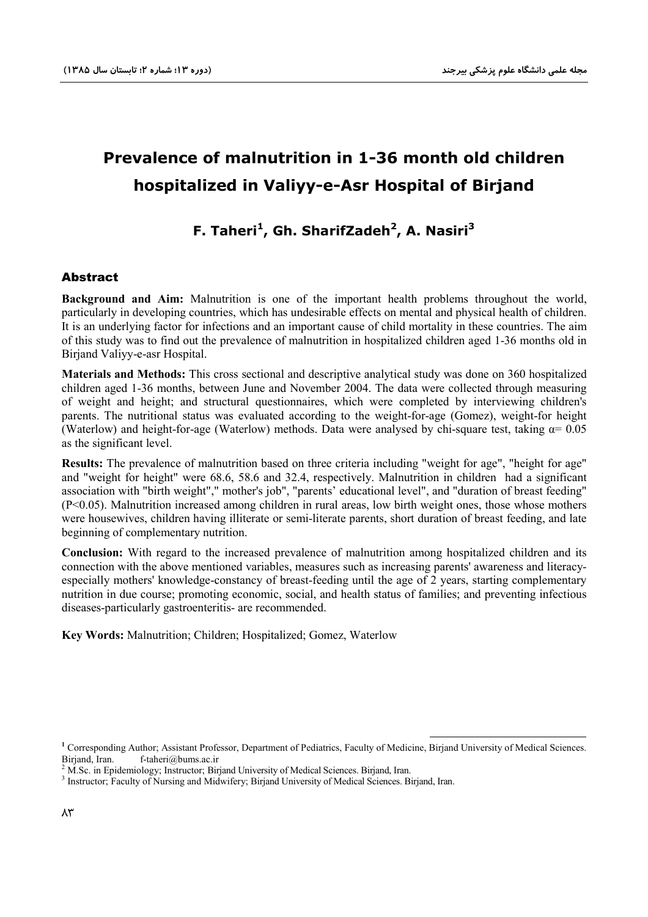# Prevalence of malnutrition in 1-36 month old children hospitalized in Valiyy-e-Asr Hospital of Birjand

## F. Taheri[1], Gh. SharifZadeh[2], A. Nasiri[3]

### Abstract

**Background and Aim:** Malnutrition is one of the important health problems throughout the world, particularly in developing countries, which has undesirable effects on mental and physical health of children. It is an underlying factor for infections and an important cause of child mortality in these countries. The aim of this study was to find out the prevalence of malnutrition in hospitalized children aged 1-36 months old in Birjand Valiyy-e-asr Hospital.

**Materials and Methods:** This cross sectional and descriptive analytical study was done on 360 hospitalized children aged 1-36 months, between June and November 2004. The data were collected through measuring of weight and height; and structural questionnaires, which were completed by interviewing children's parents. The nutritional status was evaluated according to the weight-for-age (Gomez), weight-for height (Waterlow) and height-for-age (Waterlow) methods. Data were analysed by chi-square test, taking $\alpha = 0.05$ as the significant level.

**Results:** The prevalence of malnutrition based on three criteria including "weight for age", "height for age" and "weight for height" were 68.6, 58.6 and 32.4, respectively. Malnutrition in children had a significant association with "birth weight"," mother's job", "parents' educational level", and "duration of breast feeding" ($P<0.05$). Malnutrition increased among children in rural areas, low birth weight ones, those whose mothers were housewives, children having illiterate or semi-literate parents, short duration of breast feeding, and late beginning of complementary nutrition.

**Conclusion:** With regard to the increased prevalence of malnutrition among hospitalized children and its connection with the above mentioned variables, measures such as increasing parents' awareness and literacy-especially mothers' knowledge-constancy of breast-feeding until the age of 2 years, starting complementary nutrition in due course; promoting economic, social, and health status of families; and preventing infectious diseases-particularly gastroenteritis- are recommended.

**Key Words:** Malnutrition; Children; Hospitalized; Gomez, Waterlow

---

[1] Corresponding Author; Assistant Professor, Department of Pediatrics, Faculty of Medicine, Birjand University of Medical Sciences. Birjand, Iran. f-taheri@bums.ac.ir

[2] M.Sc. in Epidemiology; Instructor; Birjand University of Medical Sciences. Birjand, Iran.

[3] Instructor; Faculty of Nursing and Midwifery; Birjand University of Medical Sciences. Birjand, Iran.